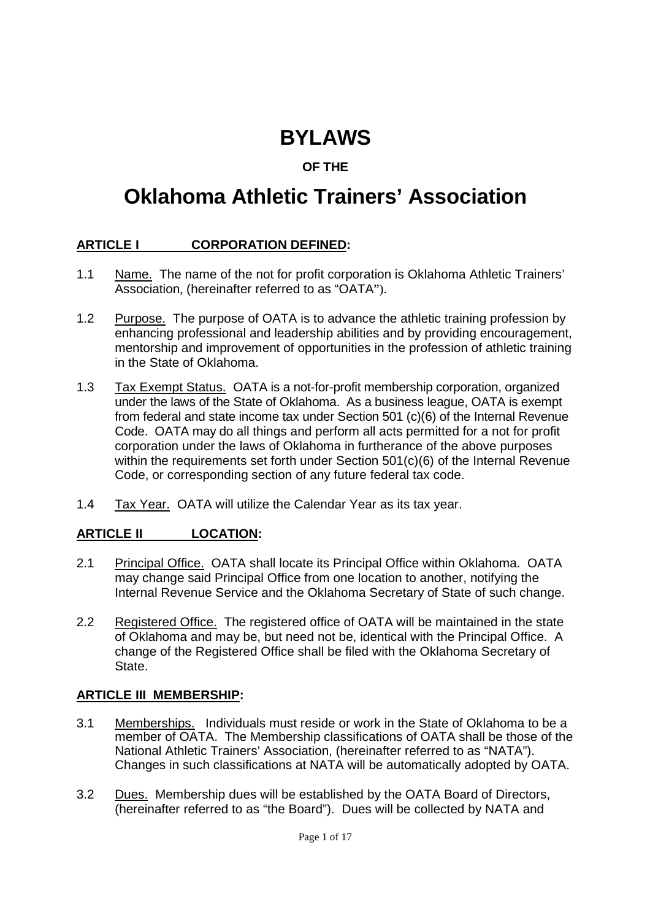# BYLAWS

**OF THE**

# Oklahoma Athletic Trainers' Association

## ARTICLE I CORPORATION DEFINED:

1.1 Name. The name of the not for profit corporation is Oklahoma Athletic Trainers' Association, (hereinafter referred to as "OATA'').

1.2 Purpose. The purpose of OATA is to advance the athletic training profession by enhancing professional and leadership abilities and by providing encouragement, mentorship and improvement of opportunities in the profession of athletic training in the State of Oklahoma.

1.3 Tax Exempt Status. OATA is a not-for-profit membership corporation, organized under the laws of the State of Oklahoma. As a business league, OATA is exempt from federal and state income tax under Section 501 (c)(6) of the Internal Revenue Code. OATA may do all things and perform all acts permitted for a not for profit corporation under the laws of Oklahoma in furtherance of the above purposes within the requirements set forth under Section 501(c)(6) of the Internal Revenue Code, or corresponding section of any future federal tax code.

1.4 Tax Year. OATA will utilize the Calendar Year as its tax year.

## ARTICLE II LOCATION:

2.1 Principal Office. OATA shall locate its Principal Office within Oklahoma. OATA may change said Principal Office from one location to another, notifying the Internal Revenue Service and the Oklahoma Secretary of State of such change.

2.2 Registered Office. The registered office of OATA will be maintained in the state of Oklahoma and may be, but need not be, identical with the Principal Office. A change of the Registered Office shall be filed with the Oklahoma Secretary of State.

## ARTICLE III MEMBERSHIP:

3.1 Memberships. Individuals must reside or work in the State of Oklahoma to be a member of OATA. The Membership classifications of OATA shall be those of the National Athletic Trainers' Association, (hereinafter referred to as "NATA"). Changes in such classifications at NATA will be automatically adopted by OATA.

3.2 Dues. Membership dues will be established by the OATA Board of Directors, (hereinafter referred to as "the Board"). Dues will be collected by NATA and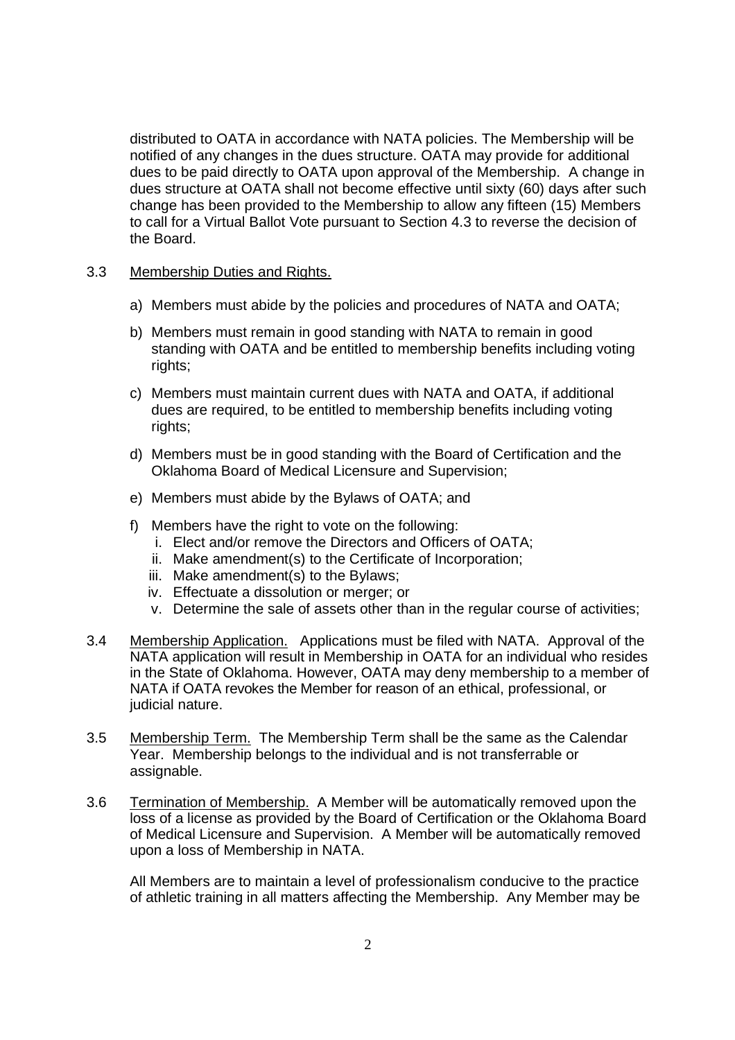distributed to OATA in accordance with NATA policies. The Membership will be notified of any changes in the dues structure. OATA may provide for additional dues to be paid directly to OATA upon approval of the Membership. A change in dues structure at OATA shall not become effective until sixty (60) days after such change has been provided to the Membership to allow any fifteen (15) Members to call for a Virtual Ballot Vote pursuant to Section 4.3 to reverse the decision of the Board.

3.3 Membership Duties and Rights.

a) Members must abide by the policies and procedures of NATA and OATA;

b) Members must remain in good standing with NATA to remain in good standing with OATA and be entitled to membership benefits including voting rights;

c) Members must maintain current dues with NATA and OATA, if additional dues are required, to be entitled to membership benefits including voting rights;

d) Members must be in good standing with the Board of Certification and the Oklahoma Board of Medical Licensure and Supervision;

e) Members must abide by the Bylaws of OATA; and

f) Members have the right to vote on the following:
   i. Elect and/or remove the Directors and Officers of OATA;
   ii. Make amendment(s) to the Certificate of Incorporation;
   iii. Make amendment(s) to the Bylaws;
   iv. Effectuate a dissolution or merger; or
   v. Determine the sale of assets other than in the regular course of activities;

3.4 Membership Application. Applications must be filed with NATA. Approval of the NATA application will result in Membership in OATA for an individual who resides in the State of Oklahoma. However, OATA may deny membership to a member of NATA if OATA revokes the Member for reason of an ethical, professional, or judicial nature.

3.5 Membership Term. The Membership Term shall be the same as the Calendar Year. Membership belongs to the individual and is not transferrable or assignable.

3.6 Termination of Membership. A Member will be automatically removed upon the loss of a license as provided by the Board of Certification or the Oklahoma Board of Medical Licensure and Supervision. A Member will be automatically removed upon a loss of Membership in NATA.

All Members are to maintain a level of professionalism conducive to the practice of athletic training in all matters affecting the Membership. Any Member may be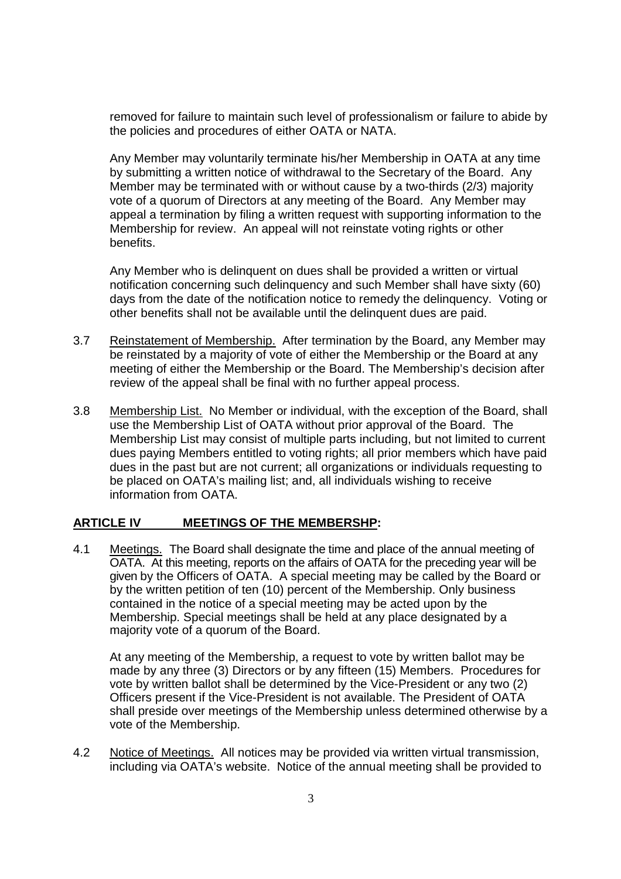removed for failure to maintain such level of professionalism or failure to abide by the policies and procedures of either OATA or NATA.

Any Member may voluntarily terminate his/her Membership in OATA at any time by submitting a written notice of withdrawal to the Secretary of the Board. Any Member may be terminated with or without cause by a two-thirds (2/3) majority vote of a quorum of Directors at any meeting of the Board. Any Member may appeal a termination by filing a written request with supporting information to the Membership for review. An appeal will not reinstate voting rights or other benefits.

Any Member who is delinquent on dues shall be provided a written or virtual notification concerning such delinquency and such Member shall have sixty (60) days from the date of the notification notice to remedy the delinquency. Voting or other benefits shall not be available until the delinquent dues are paid.

3.7 Reinstatement of Membership. After termination by the Board, any Member may be reinstated by a majority of vote of either the Membership or the Board at any meeting of either the Membership or the Board. The Membership's decision after review of the appeal shall be final with no further appeal process.

3.8 Membership List. No Member or individual, with the exception of the Board, shall use the Membership List of OATA without prior approval of the Board. The Membership List may consist of multiple parts including, but not limited to current dues paying Members entitled to voting rights; all prior members which have paid dues in the past but are not current; all organizations or individuals requesting to be placed on OATA's mailing list; and, all individuals wishing to receive information from OATA.

## ARTICLE IV MEETINGS OF THE MEMBERSHP:

4.1 Meetings. The Board shall designate the time and place of the annual meeting of OATA. At this meeting, reports on the affairs of OATA for the preceding year will be given by the Officers of OATA. A special meeting may be called by the Board or by the written petition of ten (10) percent of the Membership. Only business contained in the notice of a special meeting may be acted upon by the Membership. Special meetings shall be held at any place designated by a majority vote of a quorum of the Board.

At any meeting of the Membership, a request to vote by written ballot may be made by any three (3) Directors or by any fifteen (15) Members. Procedures for vote by written ballot shall be determined by the Vice-President or any two (2) Officers present if the Vice-President is not available. The President of OATA shall preside over meetings of the Membership unless determined otherwise by a vote of the Membership.

4.2 Notice of Meetings. All notices may be provided via written virtual transmission, including via OATA's website. Notice of the annual meeting shall be provided to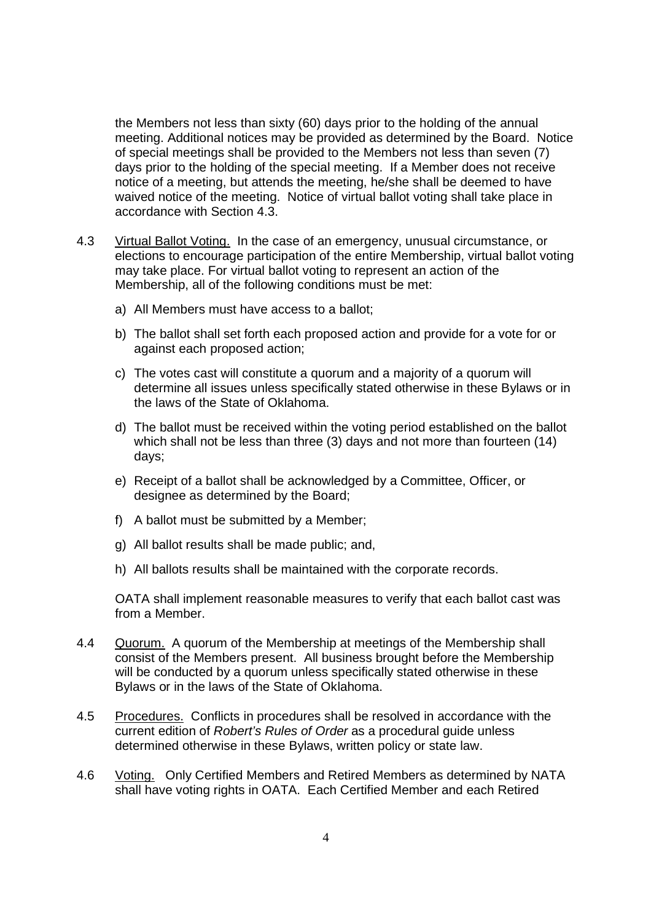the Members not less than sixty (60) days prior to the holding of the annual meeting. Additional notices may be provided as determined by the Board. Notice of special meetings shall be provided to the Members not less than seven (7) days prior to the holding of the special meeting. If a Member does not receive notice of a meeting, but attends the meeting, he/she shall be deemed to have waived notice of the meeting. Notice of virtual ballot voting shall take place in accordance with Section 4.3.

4.3 Virtual Ballot Voting. In the case of an emergency, unusual circumstance, or elections to encourage participation of the entire Membership, virtual ballot voting may take place. For virtual ballot voting to represent an action of the Membership, all of the following conditions must be met:

a) All Members must have access to a ballot;

b) The ballot shall set forth each proposed action and provide for a vote for or against each proposed action;

c) The votes cast will constitute a quorum and a majority of a quorum will determine all issues unless specifically stated otherwise in these Bylaws or in the laws of the State of Oklahoma.

d) The ballot must be received within the voting period established on the ballot which shall not be less than three (3) days and not more than fourteen (14) days;

e) Receipt of a ballot shall be acknowledged by a Committee, Officer, or designee as determined by the Board;

f) A ballot must be submitted by a Member;

g) All ballot results shall be made public; and,

h) All ballots results shall be maintained with the corporate records.

OATA shall implement reasonable measures to verify that each ballot cast was from a Member.

4.4 Quorum. A quorum of the Membership at meetings of the Membership shall consist of the Members present. All business brought before the Membership will be conducted by a quorum unless specifically stated otherwise in these Bylaws or in the laws of the State of Oklahoma.

4.5 Procedures. Conflicts in procedures shall be resolved in accordance with the current edition of *Robert's Rules of Order* as a procedural guide unless determined otherwise in these Bylaws, written policy or state law.

4.6 Voting. Only Certified Members and Retired Members as determined by NATA shall have voting rights in OATA. Each Certified Member and each Retired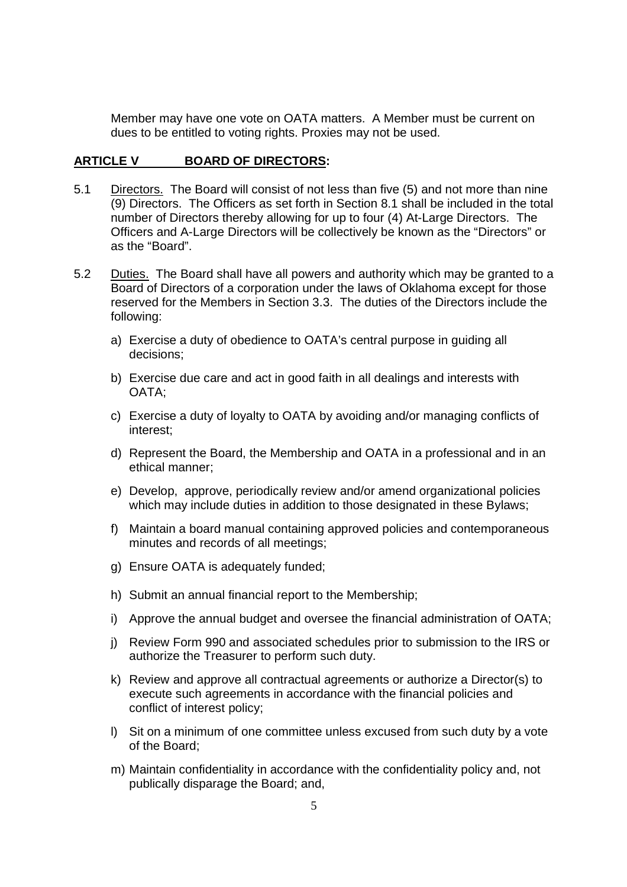Member may have one vote on OATA matters. A Member must be current on dues to be entitled to voting rights. Proxies may not be used.

## ARTICLE V BOARD OF DIRECTORS:

5.1 Directors. The Board will consist of not less than five (5) and not more than nine (9) Directors. The Officers as set forth in Section 8.1 shall be included in the total number of Directors thereby allowing for up to four (4) At-Large Directors. The Officers and A-Large Directors will be collectively be known as the "Directors" or as the "Board".

5.2 Duties. The Board shall have all powers and authority which may be granted to a Board of Directors of a corporation under the laws of Oklahoma except for those reserved for the Members in Section 3.3. The duties of the Directors include the following:

a) Exercise a duty of obedience to OATA's central purpose in guiding all decisions;

b) Exercise due care and act in good faith in all dealings and interests with OATA;

c) Exercise a duty of loyalty to OATA by avoiding and/or managing conflicts of interest;

d) Represent the Board, the Membership and OATA in a professional and in an ethical manner;

e) Develop, approve, periodically review and/or amend organizational policies which may include duties in addition to those designated in these Bylaws;

f) Maintain a board manual containing approved policies and contemporaneous minutes and records of all meetings;

g) Ensure OATA is adequately funded;

h) Submit an annual financial report to the Membership;

i) Approve the annual budget and oversee the financial administration of OATA;

j) Review Form 990 and associated schedules prior to submission to the IRS or authorize the Treasurer to perform such duty.

k) Review and approve all contractual agreements or authorize a Director(s) to execute such agreements in accordance with the financial policies and conflict of interest policy;

l) Sit on a minimum of one committee unless excused from such duty by a vote of the Board;

m) Maintain confidentiality in accordance with the confidentiality policy and, not publically disparage the Board; and,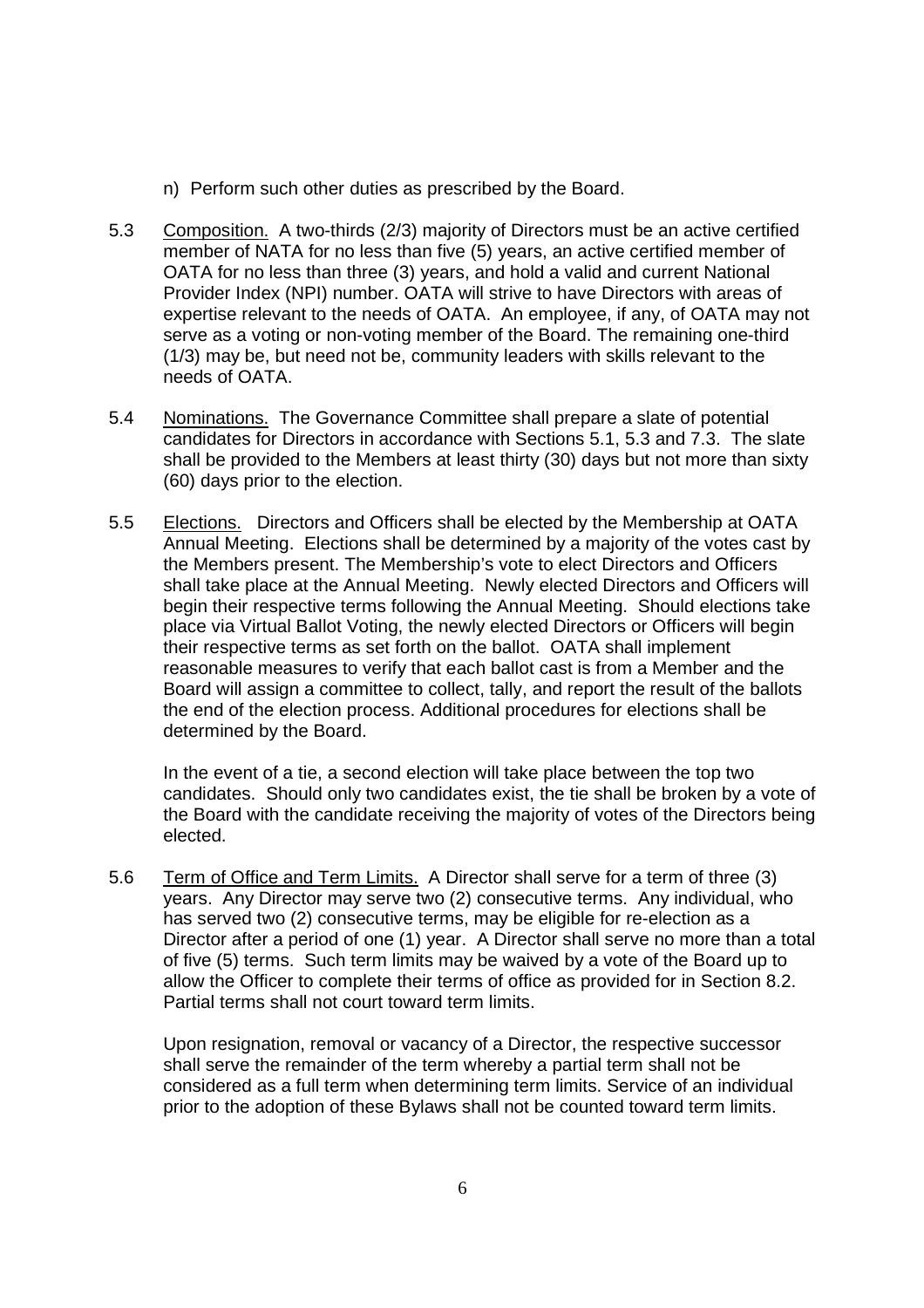n) Perform such other duties as prescribed by the Board.

5.3 Composition. A two-thirds (2/3) majority of Directors must be an active certified member of NATA for no less than five (5) years, an active certified member of OATA for no less than three (3) years, and hold a valid and current National Provider Index (NPI) number. OATA will strive to have Directors with areas of expertise relevant to the needs of OATA. An employee, if any, of OATA may not serve as a voting or non-voting member of the Board. The remaining one-third (1/3) may be, but need not be, community leaders with skills relevant to the needs of OATA.

5.4 Nominations. The Governance Committee shall prepare a slate of potential candidates for Directors in accordance with Sections 5.1, 5.3 and 7.3. The slate shall be provided to the Members at least thirty (30) days but not more than sixty (60) days prior to the election.

5.5 Elections. Directors and Officers shall be elected by the Membership at OATA Annual Meeting. Elections shall be determined by a majority of the votes cast by the Members present. The Membership's vote to elect Directors and Officers shall take place at the Annual Meeting. Newly elected Directors and Officers will begin their respective terms following the Annual Meeting. Should elections take place via Virtual Ballot Voting, the newly elected Directors or Officers will begin their respective terms as set forth on the ballot. OATA shall implement reasonable measures to verify that each ballot cast is from a Member and the Board will assign a committee to collect, tally, and report the result of the ballots the end of the election process. Additional procedures for elections shall be determined by the Board.

In the event of a tie, a second election will take place between the top two candidates. Should only two candidates exist, the tie shall be broken by a vote of the Board with the candidate receiving the majority of votes of the Directors being elected.

5.6 Term of Office and Term Limits. A Director shall serve for a term of three (3) years. Any Director may serve two (2) consecutive terms. Any individual, who has served two (2) consecutive terms, may be eligible for re-election as a Director after a period of one (1) year. A Director shall serve no more than a total of five (5) terms. Such term limits may be waived by a vote of the Board up to allow the Officer to complete their terms of office as provided for in Section 8.2. Partial terms shall not court toward term limits.

Upon resignation, removal or vacancy of a Director, the respective successor shall serve the remainder of the term whereby a partial term shall not be considered as a full term when determining term limits. Service of an individual prior to the adoption of these Bylaws shall not be counted toward term limits.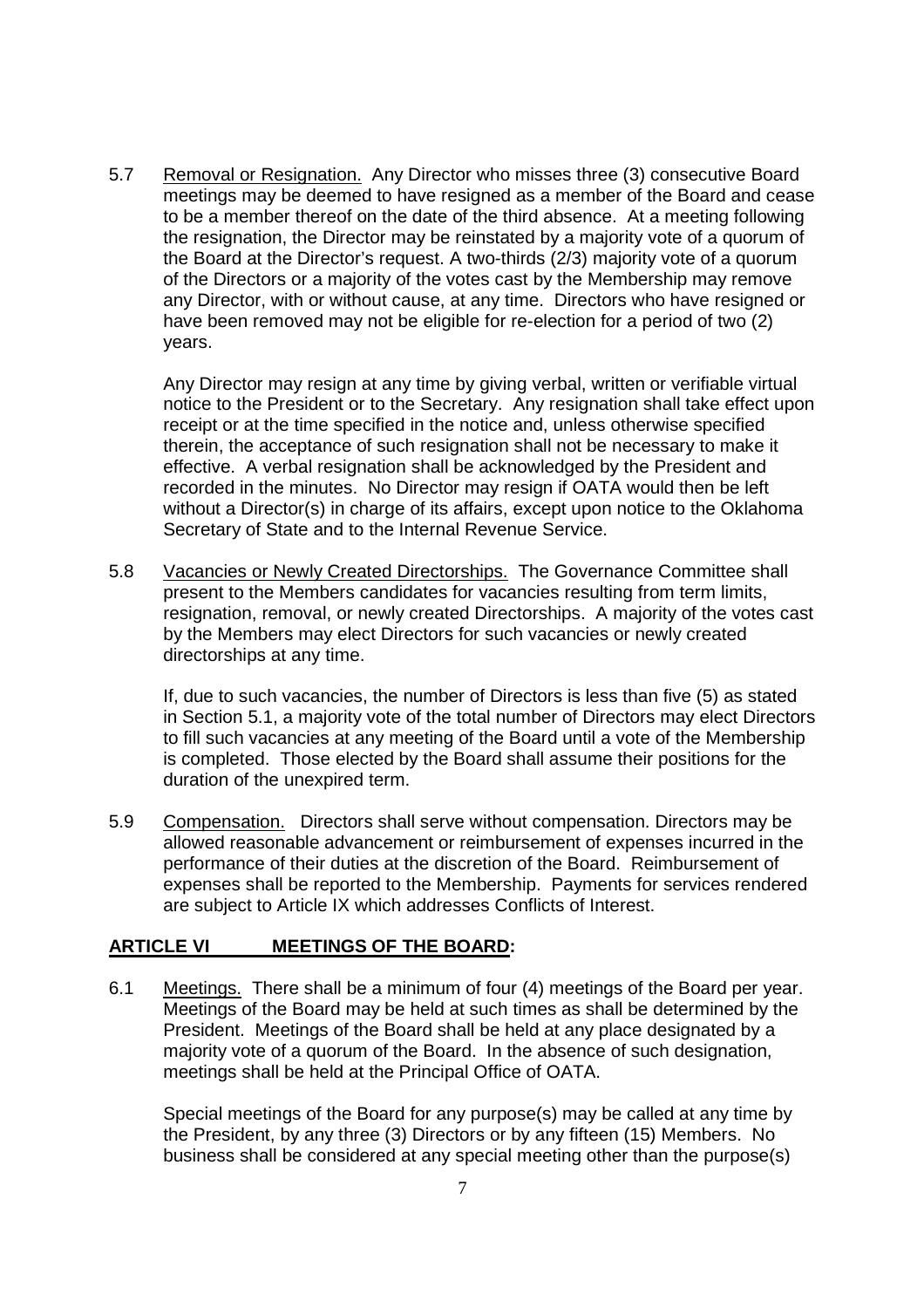5.7 Removal or Resignation. Any Director who misses three (3) consecutive Board meetings may be deemed to have resigned as a member of the Board and cease to be a member thereof on the date of the third absence. At a meeting following the resignation, the Director may be reinstated by a majority vote of a quorum of the Board at the Director's request. A two-thirds (2/3) majority vote of a quorum of the Directors or a majority of the votes cast by the Membership may remove any Director, with or without cause, at any time. Directors who have resigned or have been removed may not be eligible for re-election for a period of two (2) years.

Any Director may resign at any time by giving verbal, written or verifiable virtual notice to the President or to the Secretary. Any resignation shall take effect upon receipt or at the time specified in the notice and, unless otherwise specified therein, the acceptance of such resignation shall not be necessary to make it effective. A verbal resignation shall be acknowledged by the President and recorded in the minutes. No Director may resign if OATA would then be left without a Director(s) in charge of its affairs, except upon notice to the Oklahoma Secretary of State and to the Internal Revenue Service.

5.8 Vacancies or Newly Created Directorships. The Governance Committee shall present to the Members candidates for vacancies resulting from term limits, resignation, removal, or newly created Directorships. A majority of the votes cast by the Members may elect Directors for such vacancies or newly created directorships at any time.

If, due to such vacancies, the number of Directors is less than five (5) as stated in Section 5.1, a majority vote of the total number of Directors may elect Directors to fill such vacancies at any meeting of the Board until a vote of the Membership is completed. Those elected by the Board shall assume their positions for the duration of the unexpired term.

5.9 Compensation. Directors shall serve without compensation. Directors may be allowed reasonable advancement or reimbursement of expenses incurred in the performance of their duties at the discretion of the Board. Reimbursement of expenses shall be reported to the Membership. Payments for services rendered are subject to Article IX which addresses Conflicts of Interest.

## ARTICLE VI MEETINGS OF THE BOARD:

6.1 Meetings. There shall be a minimum of four (4) meetings of the Board per year. Meetings of the Board may be held at such times as shall be determined by the President. Meetings of the Board shall be held at any place designated by a majority vote of a quorum of the Board. In the absence of such designation, meetings shall be held at the Principal Office of OATA.

Special meetings of the Board for any purpose(s) may be called at any time by the President, by any three (3) Directors or by any fifteen (15) Members. No business shall be considered at any special meeting other than the purpose(s)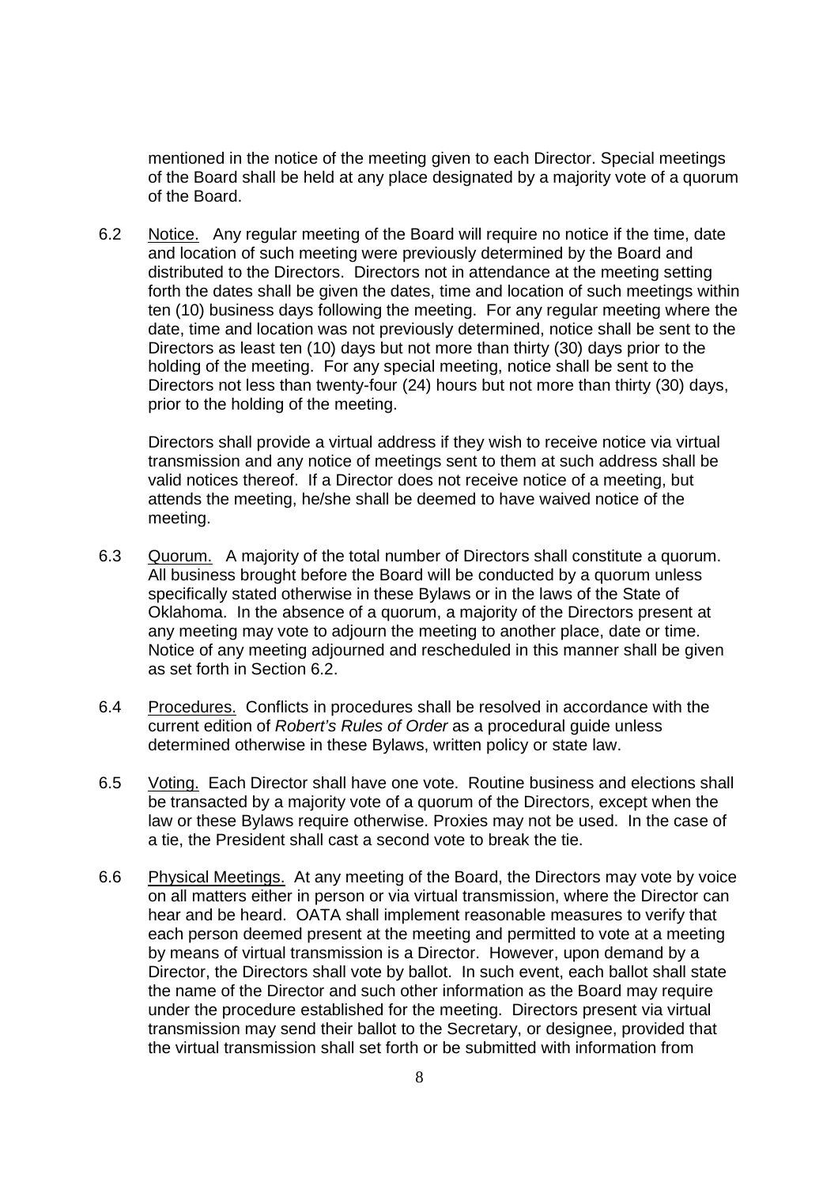mentioned in the notice of the meeting given to each Director. Special meetings of the Board shall be held at any place designated by a majority vote of a quorum of the Board.

6.2 Notice. Any regular meeting of the Board will require no notice if the time, date and location of such meeting were previously determined by the Board and distributed to the Directors. Directors not in attendance at the meeting setting forth the dates shall be given the dates, time and location of such meetings within ten (10) business days following the meeting. For any regular meeting where the date, time and location was not previously determined, notice shall be sent to the Directors as least ten (10) days but not more than thirty (30) days prior to the holding of the meeting. For any special meeting, notice shall be sent to the Directors not less than twenty-four (24) hours but not more than thirty (30) days, prior to the holding of the meeting.

Directors shall provide a virtual address if they wish to receive notice via virtual transmission and any notice of meetings sent to them at such address shall be valid notices thereof. If a Director does not receive notice of a meeting, but attends the meeting, he/she shall be deemed to have waived notice of the meeting.

6.3 Quorum. A majority of the total number of Directors shall constitute a quorum. All business brought before the Board will be conducted by a quorum unless specifically stated otherwise in these Bylaws or in the laws of the State of Oklahoma. In the absence of a quorum, a majority of the Directors present at any meeting may vote to adjourn the meeting to another place, date or time. Notice of any meeting adjourned and rescheduled in this manner shall be given as set forth in Section 6.2.

6.4 Procedures. Conflicts in procedures shall be resolved in accordance with the current edition of *Robert's Rules of Order* as a procedural guide unless determined otherwise in these Bylaws, written policy or state law.

6.5 Voting. Each Director shall have one vote. Routine business and elections shall be transacted by a majority vote of a quorum of the Directors, except when the law or these Bylaws require otherwise. Proxies may not be used. In the case of a tie, the President shall cast a second vote to break the tie.

6.6 Physical Meetings. At any meeting of the Board, the Directors may vote by voice on all matters either in person or via virtual transmission, where the Director can hear and be heard. OATA shall implement reasonable measures to verify that each person deemed present at the meeting and permitted to vote at a meeting by means of virtual transmission is a Director. However, upon demand by a Director, the Directors shall vote by ballot. In such event, each ballot shall state the name of the Director and such other information as the Board may require under the procedure established for the meeting. Directors present via virtual transmission may send their ballot to the Secretary, or designee, provided that the virtual transmission shall set forth or be submitted with information from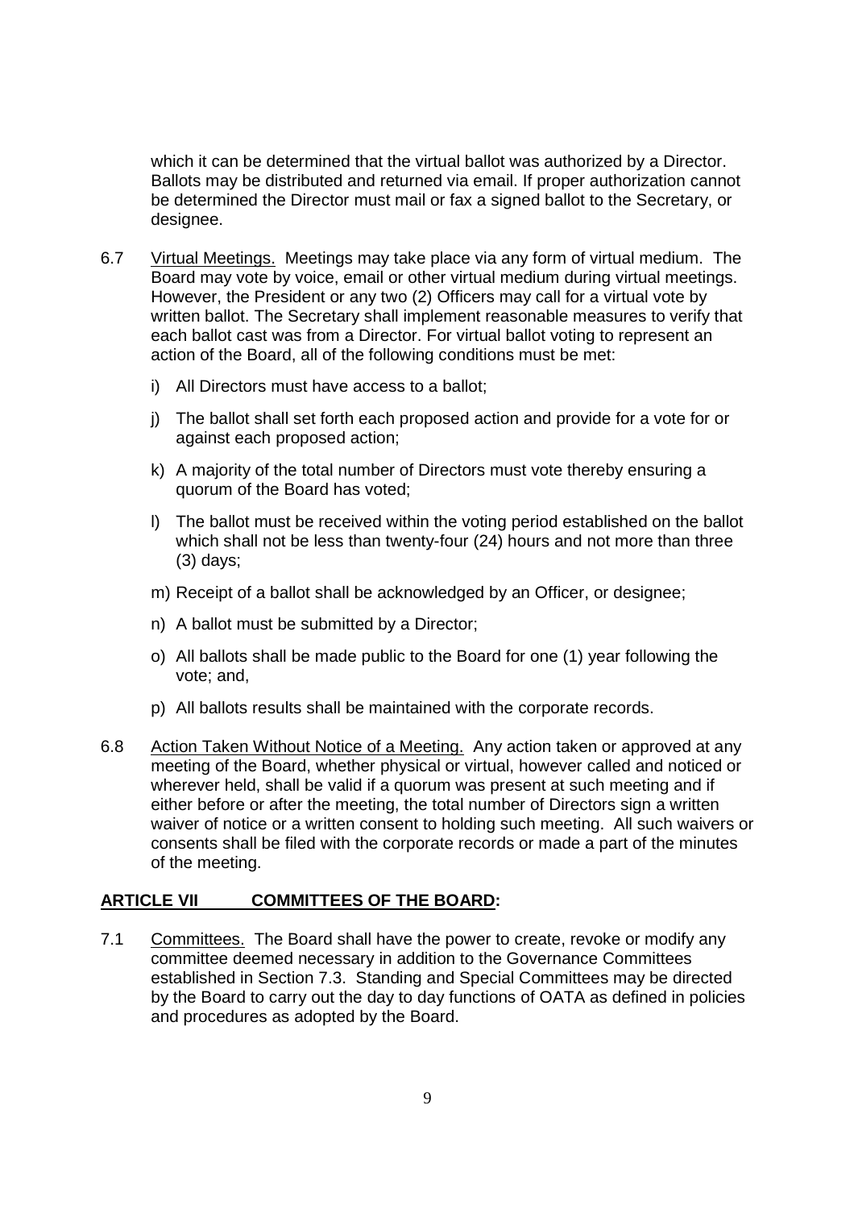which it can be determined that the virtual ballot was authorized by a Director. Ballots may be distributed and returned via email. If proper authorization cannot be determined the Director must mail or fax a signed ballot to the Secretary, or designee.

6.7 Virtual Meetings. Meetings may take place via any form of virtual medium. The Board may vote by voice, email or other virtual medium during virtual meetings. However, the President or any two (2) Officers may call for a virtual vote by written ballot. The Secretary shall implement reasonable measures to verify that each ballot cast was from a Director. For virtual ballot voting to represent an action of the Board, all of the following conditions must be met:

i) All Directors must have access to a ballot;

j) The ballot shall set forth each proposed action and provide for a vote for or against each proposed action;

k) A majority of the total number of Directors must vote thereby ensuring a quorum of the Board has voted;

l) The ballot must be received within the voting period established on the ballot which shall not be less than twenty-four (24) hours and not more than three (3) days;

m) Receipt of a ballot shall be acknowledged by an Officer, or designee;

n) A ballot must be submitted by a Director;

o) All ballots shall be made public to the Board for one (1) year following the vote; and,

p) All ballots results shall be maintained with the corporate records.

6.8 Action Taken Without Notice of a Meeting. Any action taken or approved at any meeting of the Board, whether physical or virtual, however called and noticed or wherever held, shall be valid if a quorum was present at such meeting and if either before or after the meeting, the total number of Directors sign a written waiver of notice or a written consent to holding such meeting. All such waivers or consents shall be filed with the corporate records or made a part of the minutes of the meeting.

## ARTICLE VII COMMITTEES OF THE BOARD:

7.1 Committees. The Board shall have the power to create, revoke or modify any committee deemed necessary in addition to the Governance Committees established in Section 7.3. Standing and Special Committees may be directed by the Board to carry out the day to day functions of OATA as defined in policies and procedures as adopted by the Board.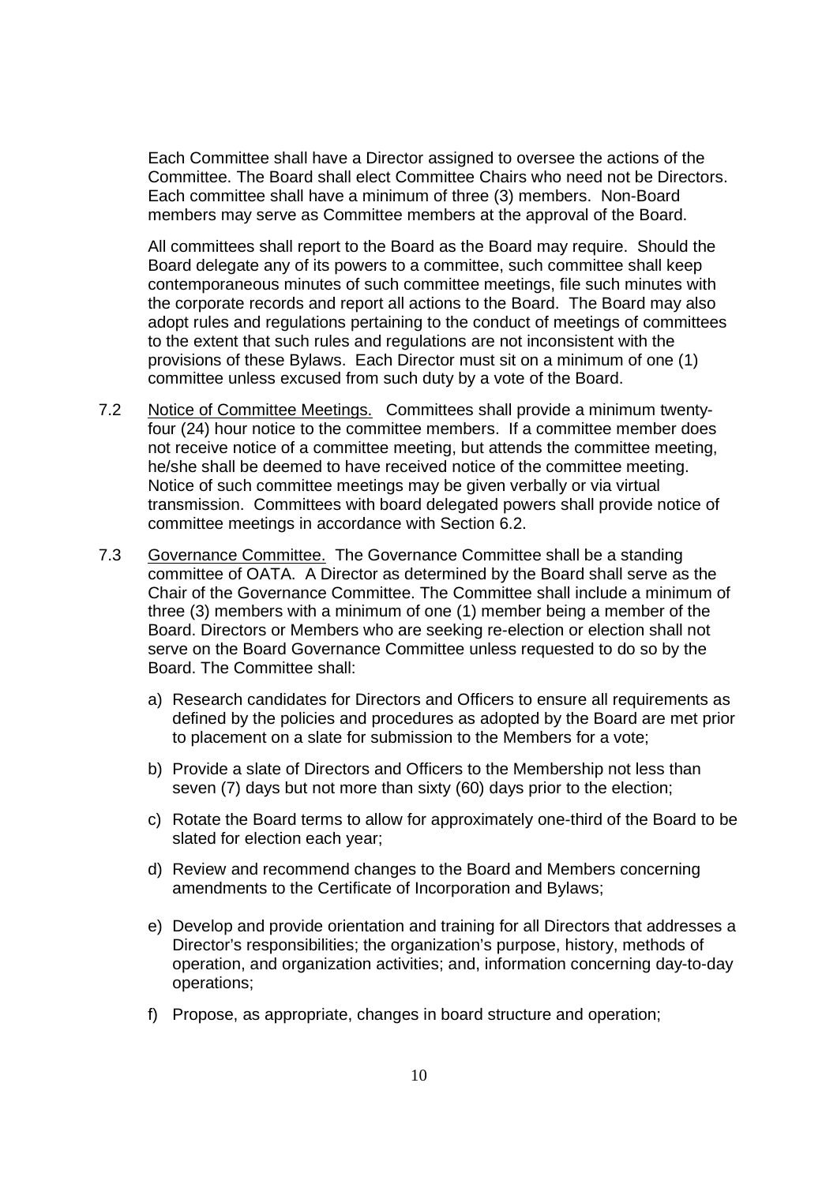Each Committee shall have a Director assigned to oversee the actions of the Committee. The Board shall elect Committee Chairs who need not be Directors. Each committee shall have a minimum of three (3) members. Non-Board members may serve as Committee members at the approval of the Board.

All committees shall report to the Board as the Board may require. Should the Board delegate any of its powers to a committee, such committee shall keep contemporaneous minutes of such committee meetings, file such minutes with the corporate records and report all actions to the Board. The Board may also adopt rules and regulations pertaining to the conduct of meetings of committees to the extent that such rules and regulations are not inconsistent with the provisions of these Bylaws. Each Director must sit on a minimum of one (1) committee unless excused from such duty by a vote of the Board.

7.2 Notice of Committee Meetings. Committees shall provide a minimum twenty-four (24) hour notice to the committee members. If a committee member does not receive notice of a committee meeting, but attends the committee meeting, he/she shall be deemed to have received notice of the committee meeting. Notice of such committee meetings may be given verbally or via virtual transmission. Committees with board delegated powers shall provide notice of committee meetings in accordance with Section 6.2.

7.3 Governance Committee. The Governance Committee shall be a standing committee of OATA. A Director as determined by the Board shall serve as the Chair of the Governance Committee. The Committee shall include a minimum of three (3) members with a minimum of one (1) member being a member of the Board. Directors or Members who are seeking re-election or election shall not serve on the Board Governance Committee unless requested to do so by the Board. The Committee shall:

a) Research candidates for Directors and Officers to ensure all requirements as defined by the policies and procedures as adopted by the Board are met prior to placement on a slate for submission to the Members for a vote;

b) Provide a slate of Directors and Officers to the Membership not less than seven (7) days but not more than sixty (60) days prior to the election;

c) Rotate the Board terms to allow for approximately one-third of the Board to be slated for election each year;

d) Review and recommend changes to the Board and Members concerning amendments to the Certificate of Incorporation and Bylaws;

e) Develop and provide orientation and training for all Directors that addresses a Director's responsibilities; the organization's purpose, history, methods of operation, and organization activities; and, information concerning day-to-day operations;

f) Propose, as appropriate, changes in board structure and operation;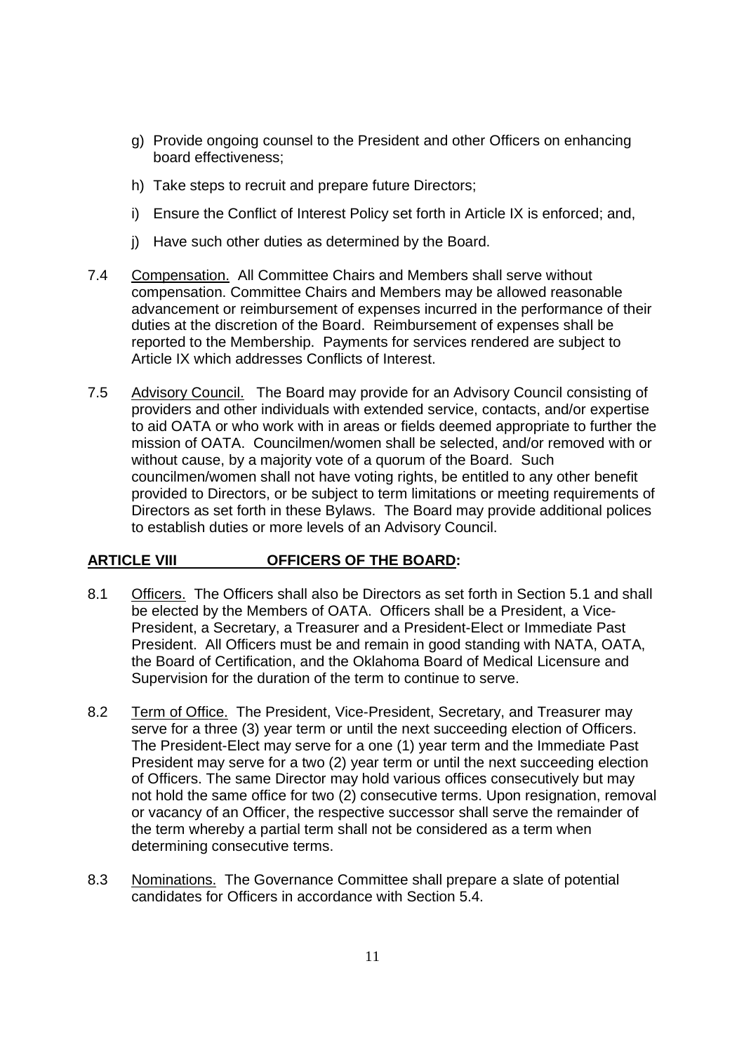g) Provide ongoing counsel to the President and other Officers on enhancing board effectiveness;

h) Take steps to recruit and prepare future Directors;

i) Ensure the Conflict of Interest Policy set forth in Article IX is enforced; and,

j) Have such other duties as determined by the Board.

7.4 Compensation. All Committee Chairs and Members shall serve without compensation. Committee Chairs and Members may be allowed reasonable advancement or reimbursement of expenses incurred in the performance of their duties at the discretion of the Board. Reimbursement of expenses shall be reported to the Membership. Payments for services rendered are subject to Article IX which addresses Conflicts of Interest.

7.5 Advisory Council. The Board may provide for an Advisory Council consisting of providers and other individuals with extended service, contacts, and/or expertise to aid OATA or who work with in areas or fields deemed appropriate to further the mission of OATA. Councilmen/women shall be selected, and/or removed with or without cause, by a majority vote of a quorum of the Board. Such councilmen/women shall not have voting rights, be entitled to any other benefit provided to Directors, or be subject to term limitations or meeting requirements of Directors as set forth in these Bylaws. The Board may provide additional polices to establish duties or more levels of an Advisory Council.

## ARTICLE VIII OFFICERS OF THE BOARD:

8.1 Officers. The Officers shall also be Directors as set forth in Section 5.1 and shall be elected by the Members of OATA. Officers shall be a President, a Vice-President, a Secretary, a Treasurer and a President-Elect or Immediate Past President. All Officers must be and remain in good standing with NATA, OATA, the Board of Certification, and the Oklahoma Board of Medical Licensure and Supervision for the duration of the term to continue to serve.

8.2 Term of Office. The President, Vice-President, Secretary, and Treasurer may serve for a three (3) year term or until the next succeeding election of Officers. The President-Elect may serve for a one (1) year term and the Immediate Past President may serve for a two (2) year term or until the next succeeding election of Officers. The same Director may hold various offices consecutively but may not hold the same office for two (2) consecutive terms. Upon resignation, removal or vacancy of an Officer, the respective successor shall serve the remainder of the term whereby a partial term shall not be considered as a term when determining consecutive terms.

8.3 Nominations. The Governance Committee shall prepare a slate of potential candidates for Officers in accordance with Section 5.4.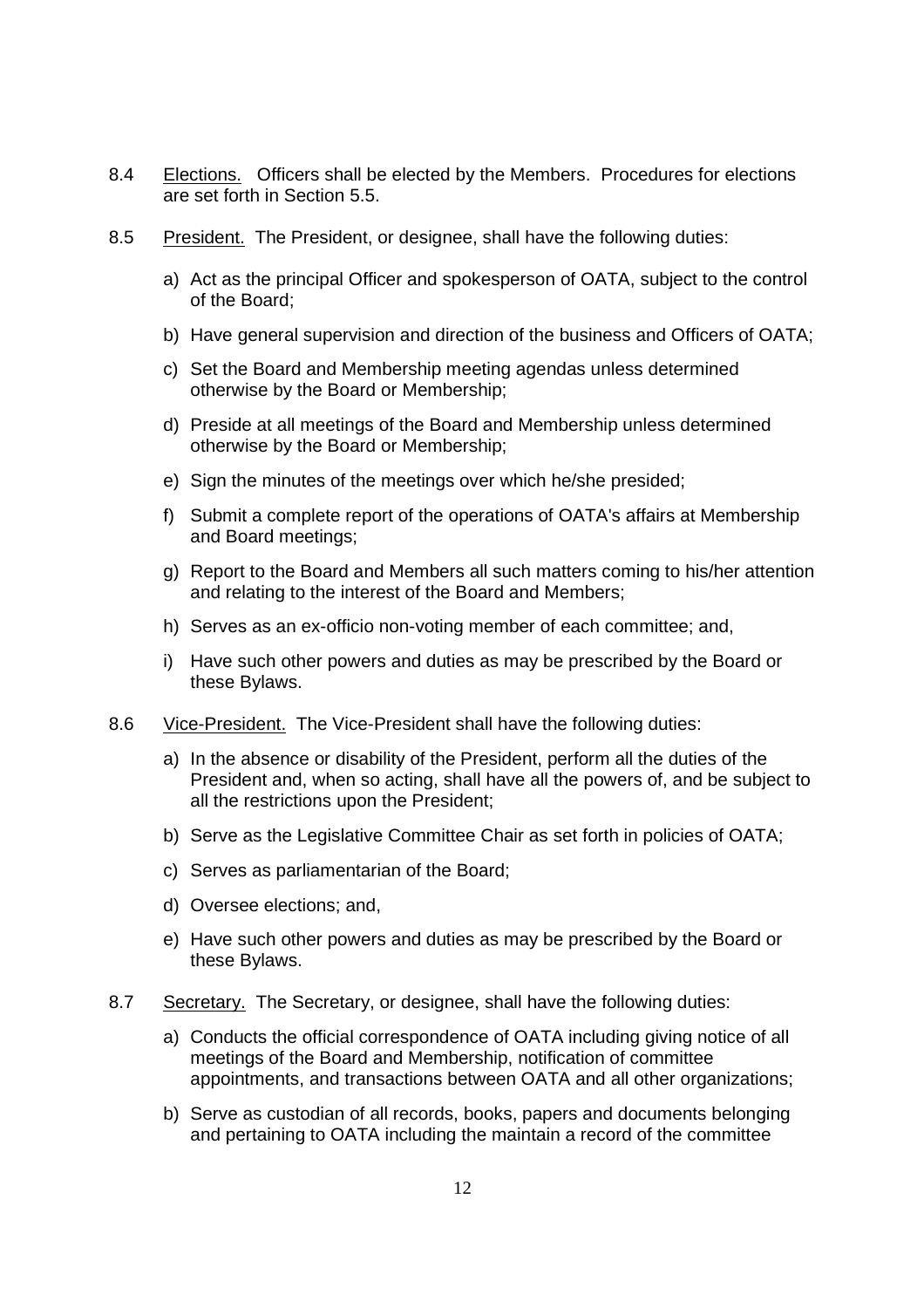8.4 Elections. Officers shall be elected by the Members. Procedures for elections are set forth in Section 5.5.

8.5 President. The President, or designee, shall have the following duties:

a) Act as the principal Officer and spokesperson of OATA, subject to the control of the Board;

b) Have general supervision and direction of the business and Officers of OATA;

c) Set the Board and Membership meeting agendas unless determined otherwise by the Board or Membership;

d) Preside at all meetings of the Board and Membership unless determined otherwise by the Board or Membership;

e) Sign the minutes of the meetings over which he/she presided;

f) Submit a complete report of the operations of OATA's affairs at Membership and Board meetings;

g) Report to the Board and Members all such matters coming to his/her attention and relating to the interest of the Board and Members;

h) Serves as an ex-officio non-voting member of each committee; and,

i) Have such other powers and duties as may be prescribed by the Board or these Bylaws.

8.6 Vice-President. The Vice-President shall have the following duties:

a) In the absence or disability of the President, perform all the duties of the President and, when so acting, shall have all the powers of, and be subject to all the restrictions upon the President;

b) Serve as the Legislative Committee Chair as set forth in policies of OATA;

c) Serves as parliamentarian of the Board;

d) Oversee elections; and,

e) Have such other powers and duties as may be prescribed by the Board or these Bylaws.

8.7 Secretary. The Secretary, or designee, shall have the following duties:

a) Conducts the official correspondence of OATA including giving notice of all meetings of the Board and Membership, notification of committee appointments, and transactions between OATA and all other organizations;

b) Serve as custodian of all records, books, papers and documents belonging and pertaining to OATA including the maintain a record of the committee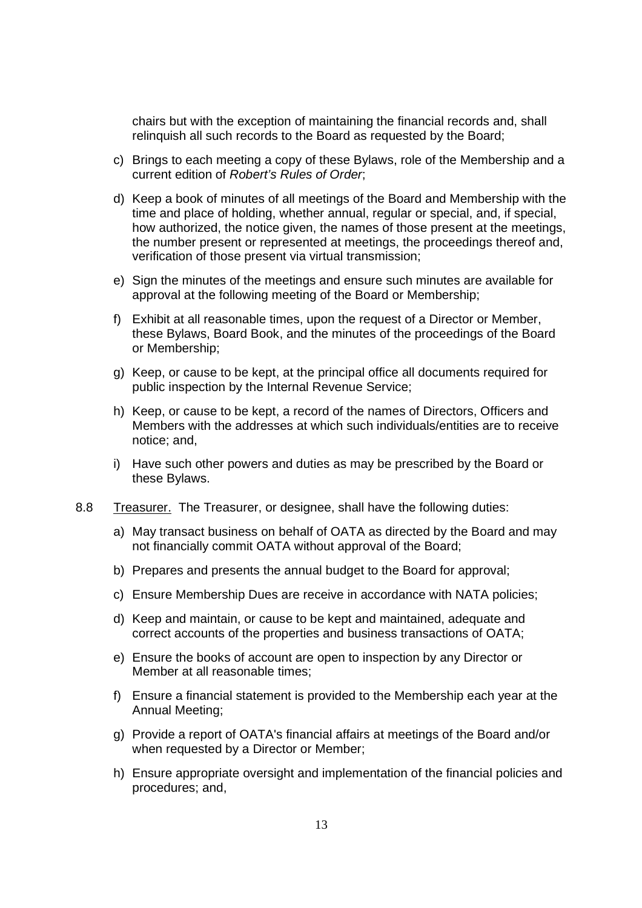chairs but with the exception of maintaining the financial records and, shall relinquish all such records to the Board as requested by the Board;

c) Brings to each meeting a copy of these Bylaws, role of the Membership and a current edition of *Robert's Rules of Order*;

d) Keep a book of minutes of all meetings of the Board and Membership with the time and place of holding, whether annual, regular or special, and, if special, how authorized, the notice given, the names of those present at the meetings, the number present or represented at meetings, the proceedings thereof and, verification of those present via virtual transmission;

e) Sign the minutes of the meetings and ensure such minutes are available for approval at the following meeting of the Board or Membership;

f) Exhibit at all reasonable times, upon the request of a Director or Member, these Bylaws, Board Book, and the minutes of the proceedings of the Board or Membership;

g) Keep, or cause to be kept, at the principal office all documents required for public inspection by the Internal Revenue Service;

h) Keep, or cause to be kept, a record of the names of Directors, Officers and Members with the addresses at which such individuals/entities are to receive notice; and,

i) Have such other powers and duties as may be prescribed by the Board or these Bylaws.

8.8 Treasurer. The Treasurer, or designee, shall have the following duties:

a) May transact business on behalf of OATA as directed by the Board and may not financially commit OATA without approval of the Board;

b) Prepares and presents the annual budget to the Board for approval;

c) Ensure Membership Dues are receive in accordance with NATA policies;

d) Keep and maintain, or cause to be kept and maintained, adequate and correct accounts of the properties and business transactions of OATA;

e) Ensure the books of account are open to inspection by any Director or Member at all reasonable times;

f) Ensure a financial statement is provided to the Membership each year at the Annual Meeting;

g) Provide a report of OATA's financial affairs at meetings of the Board and/or when requested by a Director or Member;

h) Ensure appropriate oversight and implementation of the financial policies and procedures; and,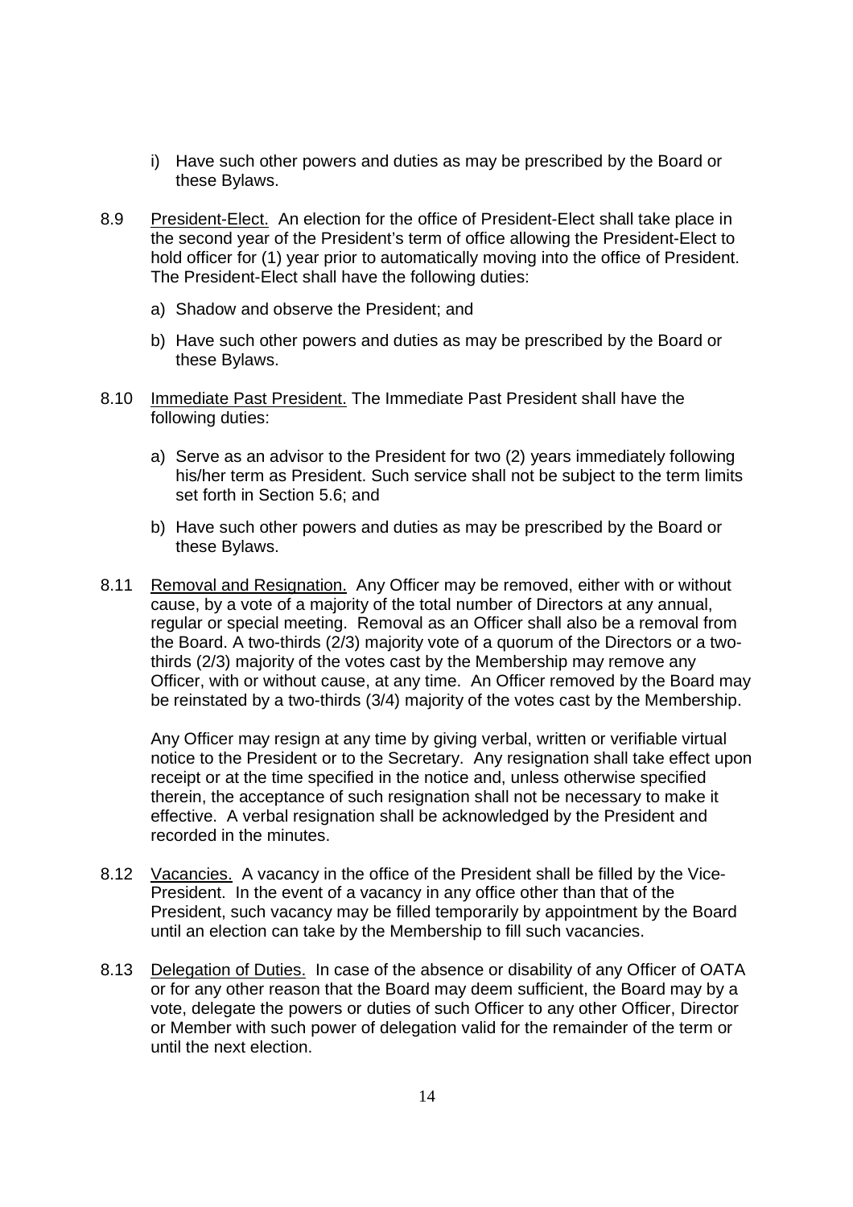i) Have such other powers and duties as may be prescribed by the Board or these Bylaws.

8.9 President-Elect. An election for the office of President-Elect shall take place in the second year of the President's term of office allowing the President-Elect to hold officer for (1) year prior to automatically moving into the office of President. The President-Elect shall have the following duties:

a) Shadow and observe the President; and

b) Have such other powers and duties as may be prescribed by the Board or these Bylaws.

8.10 Immediate Past President. The Immediate Past President shall have the following duties:

a) Serve as an advisor to the President for two (2) years immediately following his/her term as President. Such service shall not be subject to the term limits set forth in Section 5.6; and

b) Have such other powers and duties as may be prescribed by the Board or these Bylaws.

8.11 Removal and Resignation. Any Officer may be removed, either with or without cause, by a vote of a majority of the total number of Directors at any annual, regular or special meeting. Removal as an Officer shall also be a removal from the Board. A two-thirds (2/3) majority vote of a quorum of the Directors or a two-thirds (2/3) majority of the votes cast by the Membership may remove any Officer, with or without cause, at any time. An Officer removed by the Board may be reinstated by a two-thirds (3/4) majority of the votes cast by the Membership.

Any Officer may resign at any time by giving verbal, written or verifiable virtual notice to the President or to the Secretary. Any resignation shall take effect upon receipt or at the time specified in the notice and, unless otherwise specified therein, the acceptance of such resignation shall not be necessary to make it effective. A verbal resignation shall be acknowledged by the President and recorded in the minutes.

8.12 Vacancies. A vacancy in the office of the President shall be filled by the Vice-President. In the event of a vacancy in any office other than that of the President, such vacancy may be filled temporarily by appointment by the Board until an election can take by the Membership to fill such vacancies.

8.13 Delegation of Duties. In case of the absence or disability of any Officer of OATA or for any other reason that the Board may deem sufficient, the Board may by a vote, delegate the powers or duties of such Officer to any other Officer, Director or Member with such power of delegation valid for the remainder of the term or until the next election.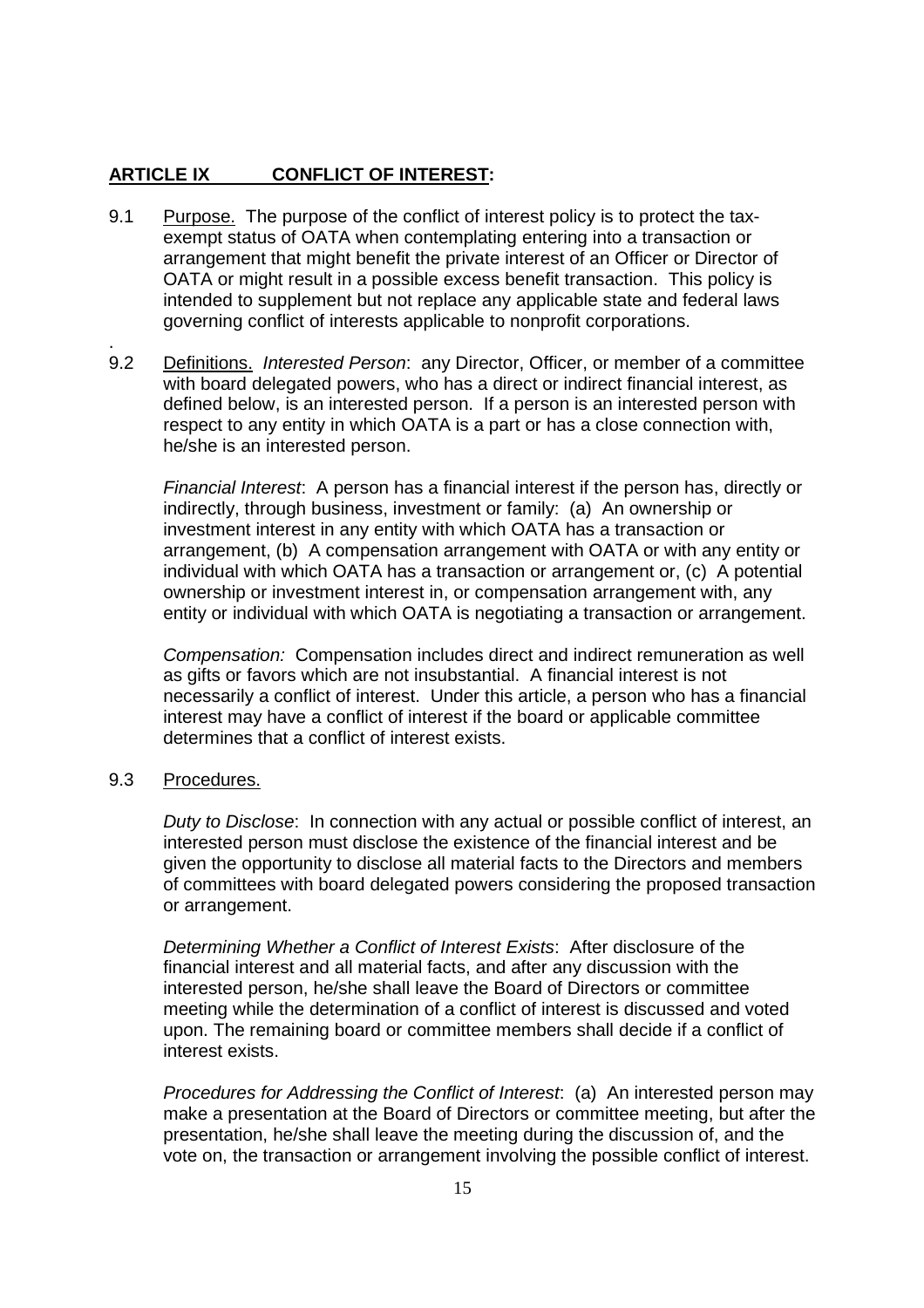## ARTICLE IX CONFLICT OF INTEREST:

9.1 Purpose. The purpose of the conflict of interest policy is to protect the tax-exempt status of OATA when contemplating entering into a transaction or arrangement that might benefit the private interest of an Officer or Director of OATA or might result in a possible excess benefit transaction. This policy is intended to supplement but not replace any applicable state and federal laws governing conflict of interests applicable to nonprofit corporations.

.

9.2 Definitions. *Interested Person*: any Director, Officer, or member of a committee with board delegated powers, who has a direct or indirect financial interest, as defined below, is an interested person. If a person is an interested person with respect to any entity in which OATA is a part or has a close connection with, he/she is an interested person.

*Financial Interest*: A person has a financial interest if the person has, directly or indirectly, through business, investment or family: (a) An ownership or investment interest in any entity with which OATA has a transaction or arrangement, (b) A compensation arrangement with OATA or with any entity or individual with which OATA has a transaction or arrangement or, (c) A potential ownership or investment interest in, or compensation arrangement with, any entity or individual with which OATA is negotiating a transaction or arrangement.

*Compensation:* Compensation includes direct and indirect remuneration as well as gifts or favors which are not insubstantial. A financial interest is not necessarily a conflict of interest. Under this article, a person who has a financial interest may have a conflict of interest if the board or applicable committee determines that a conflict of interest exists.

9.3 Procedures.

*Duty to Disclose*: In connection with any actual or possible conflict of interest, an interested person must disclose the existence of the financial interest and be given the opportunity to disclose all material facts to the Directors and members of committees with board delegated powers considering the proposed transaction or arrangement.

*Determining Whether a Conflict of Interest Exists*: After disclosure of the financial interest and all material facts, and after any discussion with the interested person, he/she shall leave the Board of Directors or committee meeting while the determination of a conflict of interest is discussed and voted upon. The remaining board or committee members shall decide if a conflict of interest exists.

*Procedures for Addressing the Conflict of Interest*: (a) An interested person may make a presentation at the Board of Directors or committee meeting, but after the presentation, he/she shall leave the meeting during the discussion of, and the vote on, the transaction or arrangement involving the possible conflict of interest.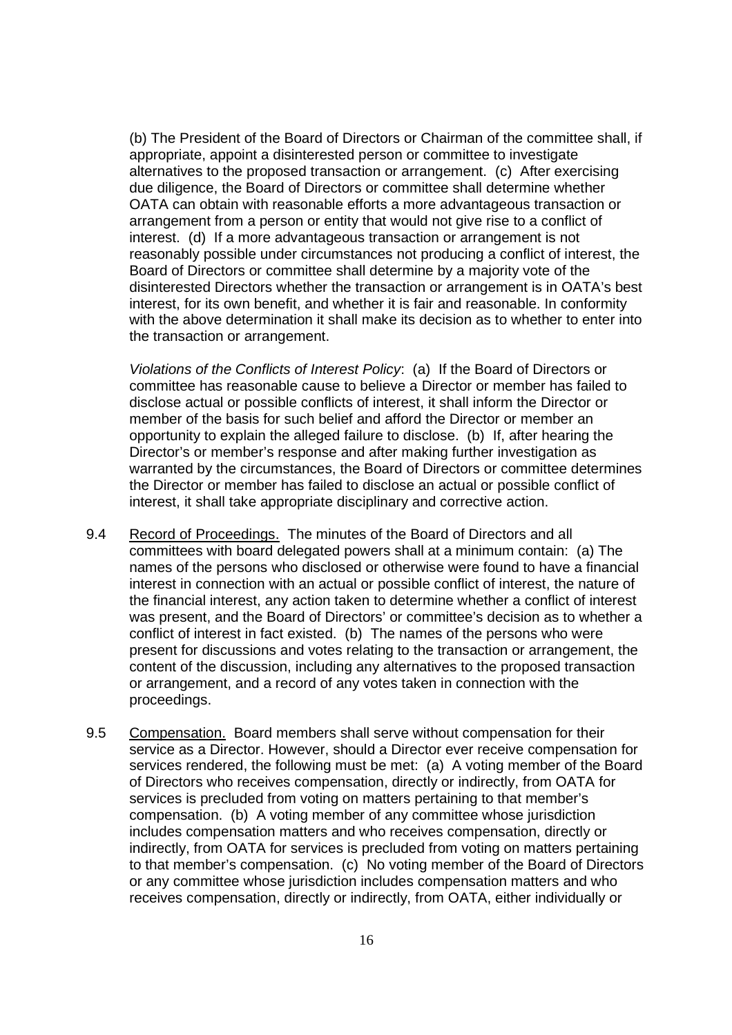(b) The President of the Board of Directors or Chairman of the committee shall, if appropriate, appoint a disinterested person or committee to investigate alternatives to the proposed transaction or arrangement. (c) After exercising due diligence, the Board of Directors or committee shall determine whether OATA can obtain with reasonable efforts a more advantageous transaction or arrangement from a person or entity that would not give rise to a conflict of interest. (d) If a more advantageous transaction or arrangement is not reasonably possible under circumstances not producing a conflict of interest, the Board of Directors or committee shall determine by a majority vote of the disinterested Directors whether the transaction or arrangement is in OATA's best interest, for its own benefit, and whether it is fair and reasonable. In conformity with the above determination it shall make its decision as to whether to enter into the transaction or arrangement.

*Violations of the Conflicts of Interest Policy*: (a) If the Board of Directors or committee has reasonable cause to believe a Director or member has failed to disclose actual or possible conflicts of interest, it shall inform the Director or member of the basis for such belief and afford the Director or member an opportunity to explain the alleged failure to disclose. (b) If, after hearing the Director's or member's response and after making further investigation as warranted by the circumstances, the Board of Directors or committee determines the Director or member has failed to disclose an actual or possible conflict of interest, it shall take appropriate disciplinary and corrective action.

9.4 Record of Proceedings. The minutes of the Board of Directors and all committees with board delegated powers shall at a minimum contain: (a) The names of the persons who disclosed or otherwise were found to have a financial interest in connection with an actual or possible conflict of interest, the nature of the financial interest, any action taken to determine whether a conflict of interest was present, and the Board of Directors' or committee's decision as to whether a conflict of interest in fact existed. (b) The names of the persons who were present for discussions and votes relating to the transaction or arrangement, the content of the discussion, including any alternatives to the proposed transaction or arrangement, and a record of any votes taken in connection with the proceedings.

9.5 Compensation. Board members shall serve without compensation for their service as a Director. However, should a Director ever receive compensation for services rendered, the following must be met: (a) A voting member of the Board of Directors who receives compensation, directly or indirectly, from OATA for services is precluded from voting on matters pertaining to that member's compensation. (b) A voting member of any committee whose jurisdiction includes compensation matters and who receives compensation, directly or indirectly, from OATA for services is precluded from voting on matters pertaining to that member's compensation. (c) No voting member of the Board of Directors or any committee whose jurisdiction includes compensation matters and who receives compensation, directly or indirectly, from OATA, either individually or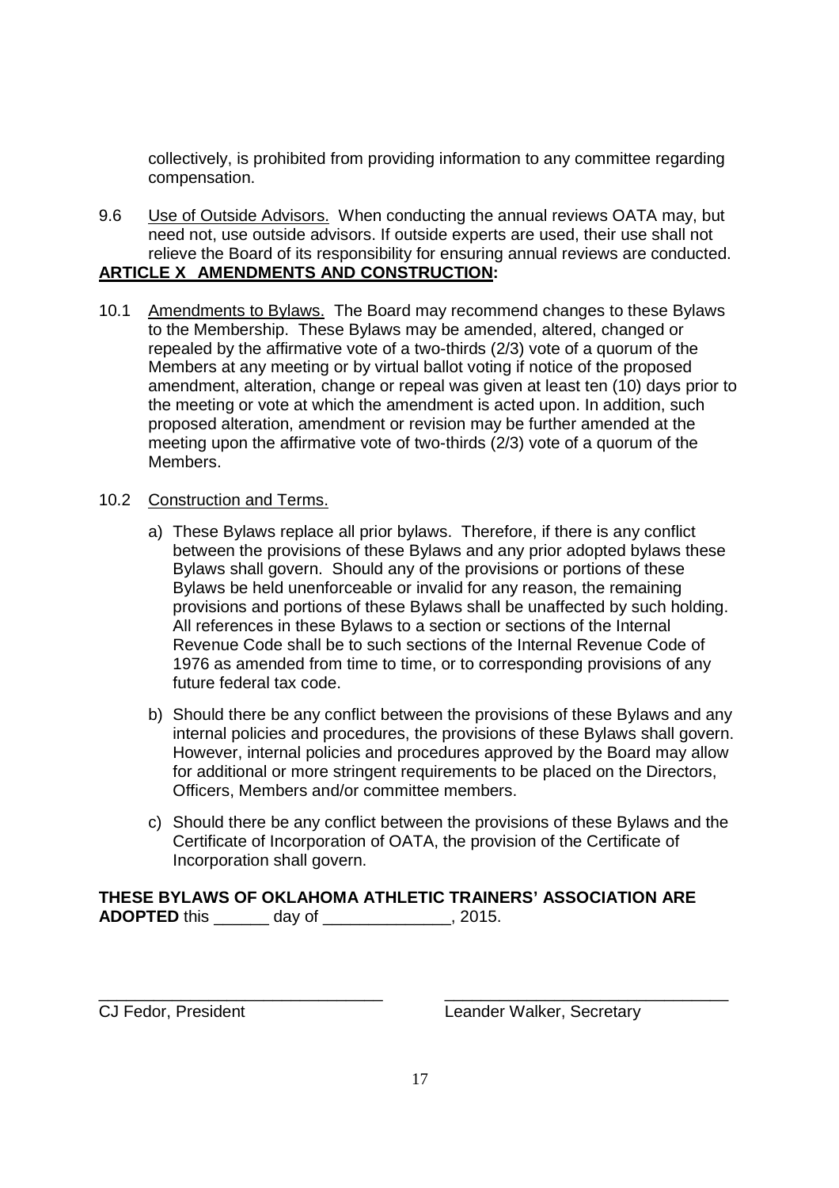collectively, is prohibited from providing information to any committee regarding compensation.

9.6 Use of Outside Advisors. When conducting the annual reviews OATA may, but need not, use outside advisors. If outside experts are used, their use shall not relieve the Board of its responsibility for ensuring annual reviews are conducted.

## ARTICLE X AMENDMENTS AND CONSTRUCTION:

10.1 Amendments to Bylaws. The Board may recommend changes to these Bylaws to the Membership. These Bylaws may be amended, altered, changed or repealed by the affirmative vote of a two-thirds (2/3) vote of a quorum of the Members at any meeting or by virtual ballot voting if notice of the proposed amendment, alteration, change or repeal was given at least ten (10) days prior to the meeting or vote at which the amendment is acted upon. In addition, such proposed alteration, amendment or revision may be further amended at the meeting upon the affirmative vote of two-thirds (2/3) vote of a quorum of the Members.

10.2 Construction and Terms.

a) These Bylaws replace all prior bylaws. Therefore, if there is any conflict between the provisions of these Bylaws and any prior adopted bylaws these Bylaws shall govern. Should any of the provisions or portions of these Bylaws be held unenforceable or invalid for any reason, the remaining provisions and portions of these Bylaws shall be unaffected by such holding. All references in these Bylaws to a section or sections of the Internal Revenue Code shall be to such sections of the Internal Revenue Code of 1976 as amended from time to time, or to corresponding provisions of any future federal tax code.

b) Should there be any conflict between the provisions of these Bylaws and any internal policies and procedures, the provisions of these Bylaws shall govern. However, internal policies and procedures approved by the Board may allow for additional or more stringent requirements to be placed on the Directors, Officers, Members and/or committee members.

c) Should there be any conflict between the provisions of these Bylaws and the Certificate of Incorporation of OATA, the provision of the Certificate of Incorporation shall govern.

**THESE BYLAWS OF OKLAHOMA ATHLETIC TRAINERS' ASSOCIATION ARE ADOPTED** this ______ day of ______________, 2015.

_______________________________ _______________________________

CJ Fedor, President Leander Walker, Secretary